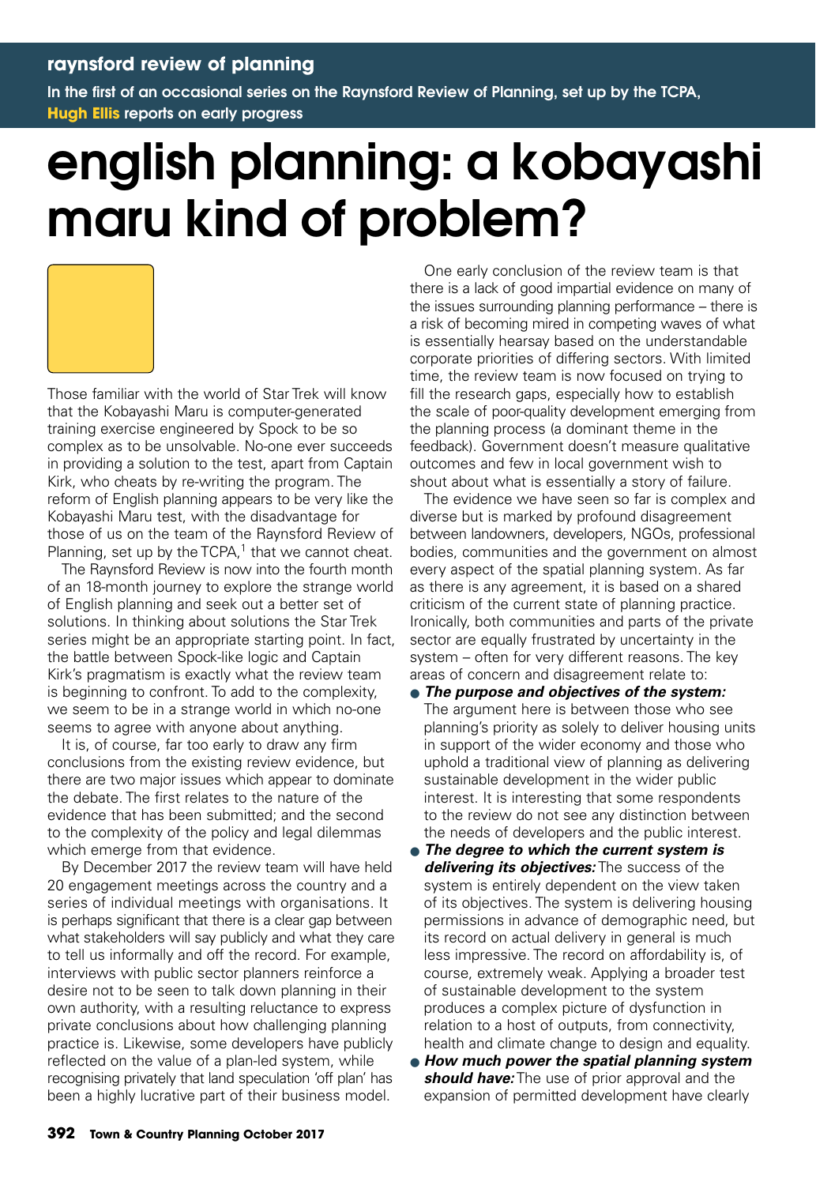## raynsford review of planning

**In the first of an occasional series on the Raynsford Review of Planning, set up by the TCPA, Hugh Ellis reports on early progress**

# english planning: a kobayashi maru kind of problem?

Those familiar with the world of Star Trek will know that the Kobayashi Maru is computer-generated training exercise engineered by Spock to be so complex as to be unsolvable. No-one ever succeeds in providing a solution to the test, apart from Captain Kirk, who cheats by re-writing the program. The reform of English planning appears to be very like the Kobayashi Maru test, with the disadvantage for those of us on the team of the Raynsford Review of Planning, set up by the TCPA,[1] that we cannot cheat.

The Raynsford Review is now into the fourth month of an 18-month journey to explore the strange world of English planning and seek out a better set of solutions. In thinking about solutions the Star Trek series might be an appropriate starting point. In fact, the battle between Spock-like logic and Captain Kirk's pragmatism is exactly what the review team is beginning to confront. To add to the complexity, we seem to be in a strange world in which no-one seems to agree with anyone about anything.

It is, of course, far too early to draw any firm conclusions from the existing review evidence, but there are two major issues which appear to dominate the debate. The first relates to the nature of the evidence that has been submitted; and the second to the complexity of the policy and legal dilemmas which emerge from that evidence.

By December 2017 the review team will have held 20 engagement meetings across the country and a series of individual meetings with organisations. It is perhaps significant that there is a clear gap between what stakeholders will say publicly and what they care to tell us informally and off the record. For example, interviews with public sector planners reinforce a desire not to be seen to talk down planning in their own authority, with a resulting reluctance to express private conclusions about how challenging planning practice is. Likewise, some developers have publicly reflected on the value of a plan-led system, while recognising privately that land speculation 'off plan' has been a highly lucrative part of their business model.

One early conclusion of the review team is that there is a lack of good impartial evidence on many of the issues surrounding planning performance – there is a risk of becoming mired in competing waves of what is essentially hearsay based on the understandable corporate priorities of differing sectors. With limited time, the review team is now focused on trying to fill the research gaps, especially how to establish the scale of poor-quality development emerging from the planning process (a dominant theme in the feedback). Government doesn't measure qualitative outcomes and few in local government wish to shout about what is essentially a story of failure.

The evidence we have seen so far is complex and diverse but is marked by profound disagreement between landowners, developers, NGOs, professional bodies, communities and the government on almost every aspect of the spatial planning system. As far as there is any agreement, it is based on a shared criticism of the current state of planning practice. Ironically, both communities and parts of the private sector are equally frustrated by uncertainty in the system – often for very different reasons. The key areas of concern and disagreement relate to:

- ***The purpose and objectives of the system:*** The argument here is between those who see planning's priority as solely to deliver housing units in support of the wider economy and those who uphold a traditional view of planning as delivering sustainable development in the wider public interest. It is interesting that some respondents to the review do not see any distinction between the needs of developers and the public interest.
- ***The degree to which the current system is delivering its objectives:*** The success of the system is entirely dependent on the view taken of its objectives. The system is delivering housing permissions in advance of demographic need, but its record on actual delivery in general is much less impressive. The record on affordability is, of course, extremely weak. Applying a broader test of sustainable development to the system produces a complex picture of dysfunction in relation to a host of outputs, from connectivity, health and climate change to design and equality.
- ***How much power the spatial planning system should have:*** The use of prior approval and the expansion of permitted development have clearly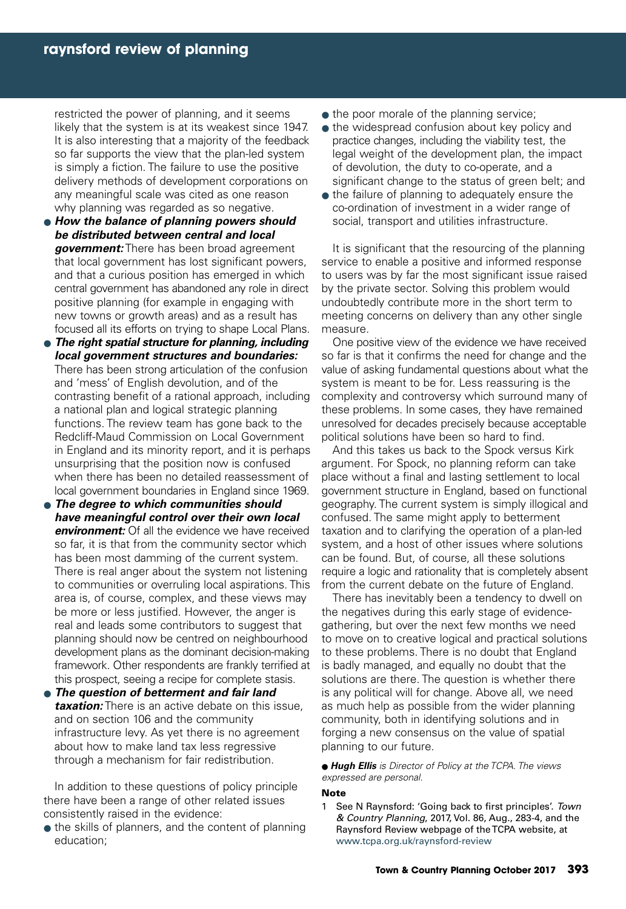restricted the power of planning, and it seems likely that the system is at its weakest since 1947. It is also interesting that a majority of the feedback so far supports the view that the plan-led system is simply a fiction. The failure to use the positive delivery methods of development corporations on any meaningful scale was cited as one reason why planning was regarded as so negative.

- ***How the balance of planning powers should be distributed between central and local government:*** There has been broad agreement that local government has lost significant powers, and that a curious position has emerged in which central government has abandoned any role in direct positive planning (for example in engaging with new towns or growth areas) and as a result has focused all its efforts on trying to shape Local Plans.
- ***The right spatial structure for planning, including local government structures and boundaries:*** There has been strong articulation of the confusion and 'mess' of English devolution, and of the contrasting benefit of a rational approach, including a national plan and logical strategic planning functions. The review team has gone back to the Redcliff-Maud Commission on Local Government in England and its minority report, and it is perhaps unsurprising that the position now is confused when there has been no detailed reassessment of local government boundaries in England since 1969.
- ***The degree to which communities should have meaningful control over their own local environment:*** Of all the evidence we have received so far, it is that from the community sector which has been most damming of the current system. There is real anger about the system not listening to communities or overruling local aspirations. This area is, of course, complex, and these views may be more or less justified. However, the anger is real and leads some contributors to suggest that planning should now be centred on neighbourhood development plans as the dominant decision-making framework. Other respondents are frankly terrified at this prospect, seeing a recipe for complete stasis.
- ***The question of betterment and fair land taxation:*** There is an active debate on this issue, and on section 106 and the community infrastructure levy. As yet there is no agreement about how to make land tax less regressive through a mechanism for fair redistribution.

In addition to these questions of policy principle there have been a range of other related issues consistently raised in the evidence:

- the skills of planners, and the content of planning education;
- the poor morale of the planning service;
- the widespread confusion about key policy and practice changes, including the viability test, the legal weight of the development plan, the impact of devolution, the duty to co-operate, and a significant change to the status of green belt; and
- the failure of planning to adequately ensure the co-ordination of investment in a wider range of social, transport and utilities infrastructure.

It is significant that the resourcing of the planning service to enable a positive and informed response to users was by far the most significant issue raised by the private sector. Solving this problem would undoubtedly contribute more in the short term to meeting concerns on delivery than any other single measure.

One positive view of the evidence we have received so far is that it confirms the need for change and the value of asking fundamental questions about what the system is meant to be for. Less reassuring is the complexity and controversy which surround many of these problems. In some cases, they have remained unresolved for decades precisely because acceptable political solutions have been so hard to find.

And this takes us back to the Spock versus Kirk argument. For Spock, no planning reform can take place without a final and lasting settlement to local government structure in England, based on functional geography. The current system is simply illogical and confused. The same might apply to betterment taxation and to clarifying the operation of a plan-led system, and a host of other issues where solutions can be found. But, of course, all these solutions require a logic and rationality that is completely absent from the current debate on the future of England.

There has inevitably been a tendency to dwell on the negatives during this early stage of evidence-gathering, but over the next few months we need to move on to creative logical and practical solutions to these problems. There is no doubt that England is badly managed, and equally no doubt that the solutions are there. The question is whether there is any political will for change. Above all, we need as much help as possible from the wider planning community, both in identifying solutions and in forging a new consensus on the value of spatial planning to our future.

● ***Hugh Ellis*** *is Director of Policy at the TCPA. The views expressed are personal.*

**Note**

1 See N Raynsford: 'Going back to first principles'. *Town & Country Planning*, 2017, Vol. 86, Aug., 283-4, and the Raynsford Review webpage of the TCPA website, at www.tcpa.org.uk/raynsford-review